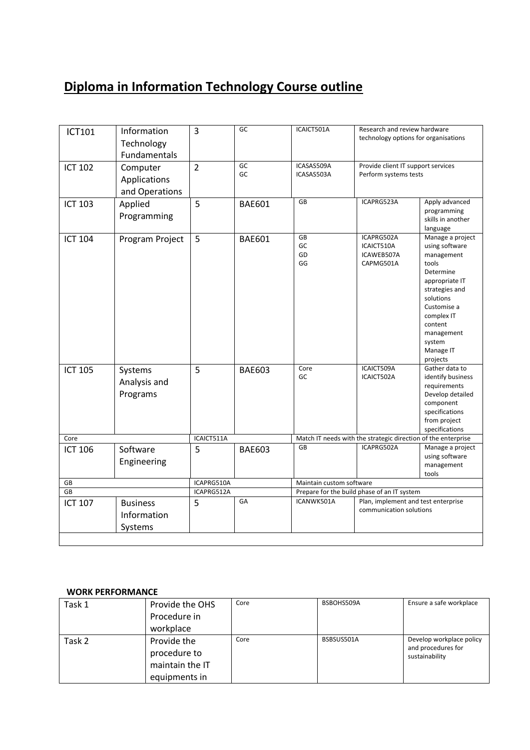# Diploma in Information Technology Course outline

| | | | | | | |
|---|---|---|---|---|---|---|
| ICT101 | Information Technology Fundamentals | 3 | GC | ICAICT501A | Research and review hardware technology options for organisations | |
| ICT 102 | Computer Applications and Operations | 2 | GC<br>GC | ICASAS509A<br>ICASAS503A | Provide client IT support services<br>Perform systems tests | |
| ICT 103 | Applied Programming | 5 | BAE601 | GB | ICAPRG523A | Apply advanced programming skills in another language |
| ICT 104 | Program Project | 5 | BAE601 | GB<br>GC<br>GD<br>GG | ICAPRG502A<br>ICAICT510A<br>ICAWEB507A<br>CAPMG501A | Manage a project using software management tools<br>Determine appropriate IT strategies and solutions<br>Customise a complex IT content management system<br>Manage IT projects |
| ICT 105 | Systems Analysis and Programs | 5 | BAE603 | Core<br>GC | ICAICT509A<br>ICAICT502A | Gather data to identify business requirements<br>Develop detailed component specifications from project specifications |
| Core | | ICAICT511A | | Match IT needs with the strategic direction of the enterprise | | |
| ICT 106 | Software Engineering | 5 | BAE603 | GB | ICAPRG502A | Manage a project using software management tools |
| GB | | ICAPRG510A | | Maintain custom software | | |
| GB | | ICAPRG512A | | Prepare for the build phase of an IT system | | |
| ICT 107 | Business Information Systems | 5 | GA | ICANWK501A | Plan, implement and test enterprise communication solutions | |
| | | | | | | |

**WORK PERFORMANCE**

| | | | | |
|---|---|---|---|---|
| Task 1 | Provide the OHS Procedure in workplace | Core | BSBOHS509A | Ensure a safe workplace |
| Task 2 | Provide the procedure to maintain the IT equipments in | Core | BSBSUS501A | Develop workplace policy and procedures for sustainability |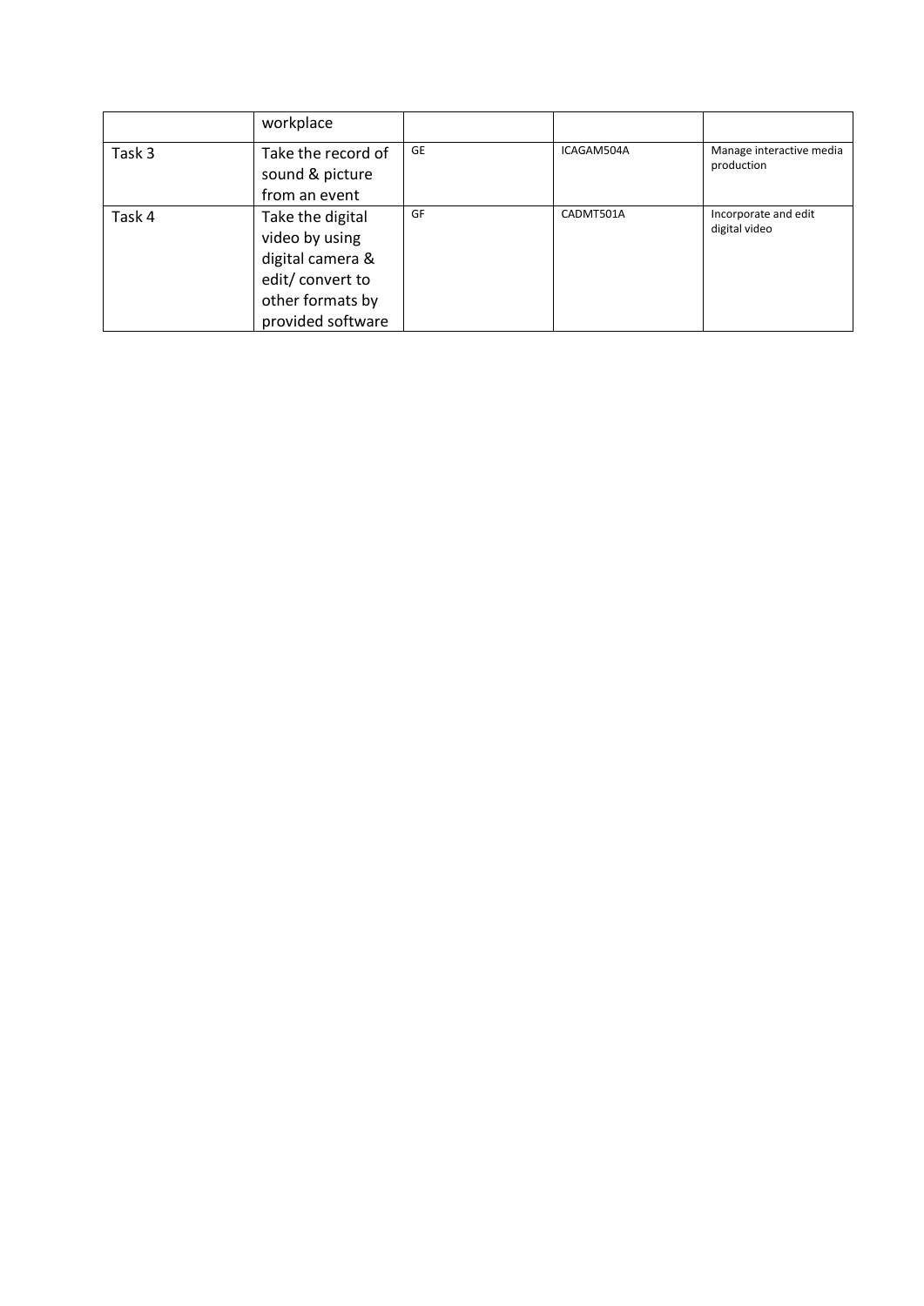| | | | | |
|---|---|---|---|---|
| | workplace | | | |
| Task 3 | Take the record of sound & picture from an event | GE | ICAGAM504A | Manage interactive media production |
| Task 4 | Take the digital video by using digital camera & edit/ convert to other formats by provided software | GF | CADMT501A | Incorporate and edit digital video |